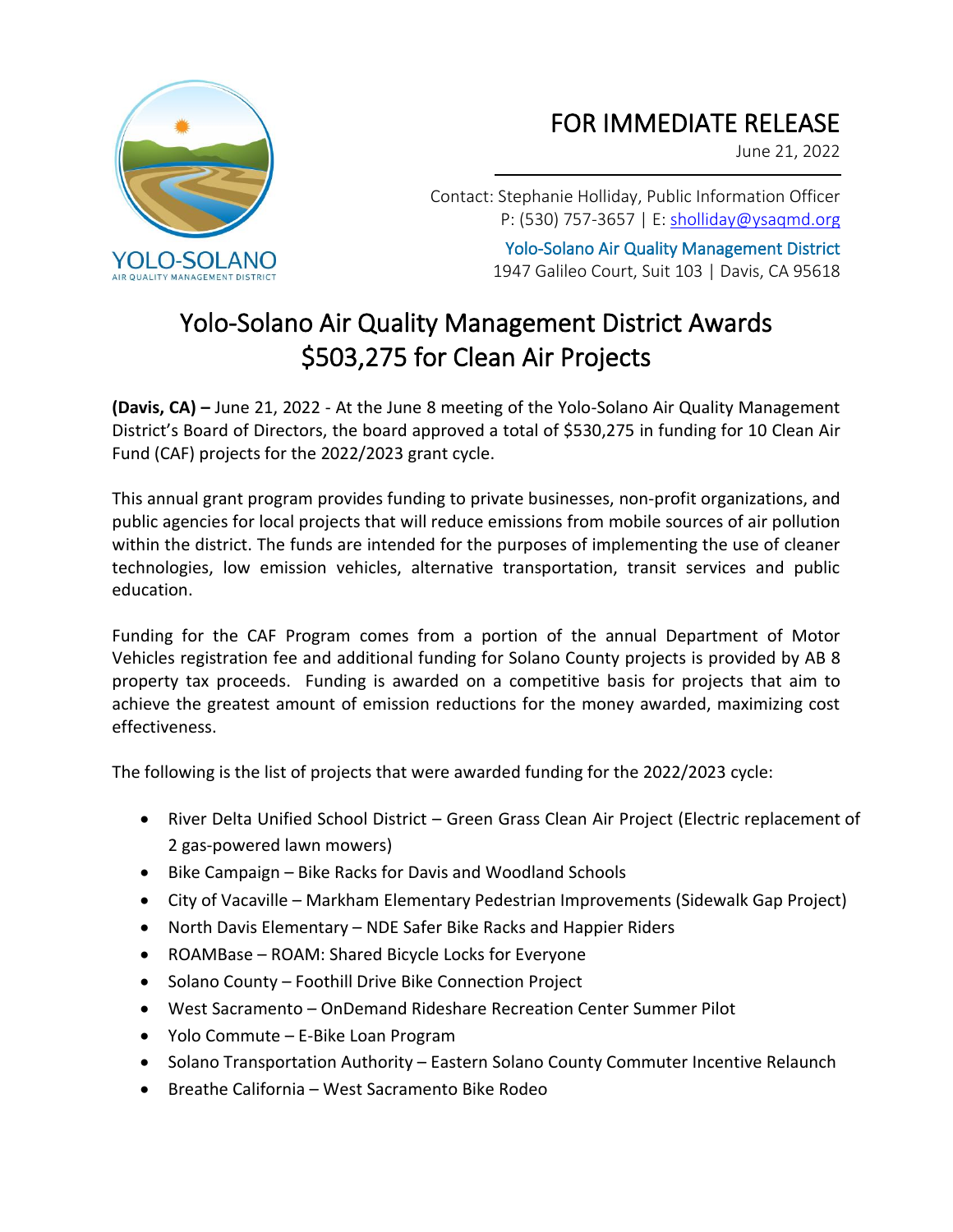YOLO-SOLANO
AIR QUALITY MANAGEMENT DISTRICT

# FOR IMMEDIATE RELEASE

June 21, 2022

Contact: Stephanie Holliday, Public Information Officer
P: (530) 757-3657 | E: sholliday@ysaqmd.org

Yolo-Solano Air Quality Management District
1947 Galileo Court, Suit 103 | Davis, CA 95618

## Yolo-Solano Air Quality Management District Awards $503,275 for Clean Air Projects

**(Davis, CA) –** June 21, 2022 - At the June 8 meeting of the Yolo-Solano Air Quality Management District's Board of Directors, the board approved a total of $530,275 in funding for 10 Clean Air Fund (CAF) projects for the 2022/2023 grant cycle.

This annual grant program provides funding to private businesses, non-profit organizations, and public agencies for local projects that will reduce emissions from mobile sources of air pollution within the district. The funds are intended for the purposes of implementing the use of cleaner technologies, low emission vehicles, alternative transportation, transit services and public education.

Funding for the CAF Program comes from a portion of the annual Department of Motor Vehicles registration fee and additional funding for Solano County projects is provided by AB 8 property tax proceeds. Funding is awarded on a competitive basis for projects that aim to achieve the greatest amount of emission reductions for the money awarded, maximizing cost effectiveness.

The following is the list of projects that were awarded funding for the 2022/2023 cycle:

- River Delta Unified School District – Green Grass Clean Air Project (Electric replacement of 2 gas-powered lawn mowers)
- Bike Campaign – Bike Racks for Davis and Woodland Schools
- City of Vacaville – Markham Elementary Pedestrian Improvements (Sidewalk Gap Project)
- North Davis Elementary – NDE Safer Bike Racks and Happier Riders
- ROAMBase – ROAM: Shared Bicycle Locks for Everyone
- Solano County – Foothill Drive Bike Connection Project
- West Sacramento – OnDemand Rideshare Recreation Center Summer Pilot
- Yolo Commute – E-Bike Loan Program
- Solano Transportation Authority – Eastern Solano County Commuter Incentive Relaunch
- Breathe California – West Sacramento Bike Rodeo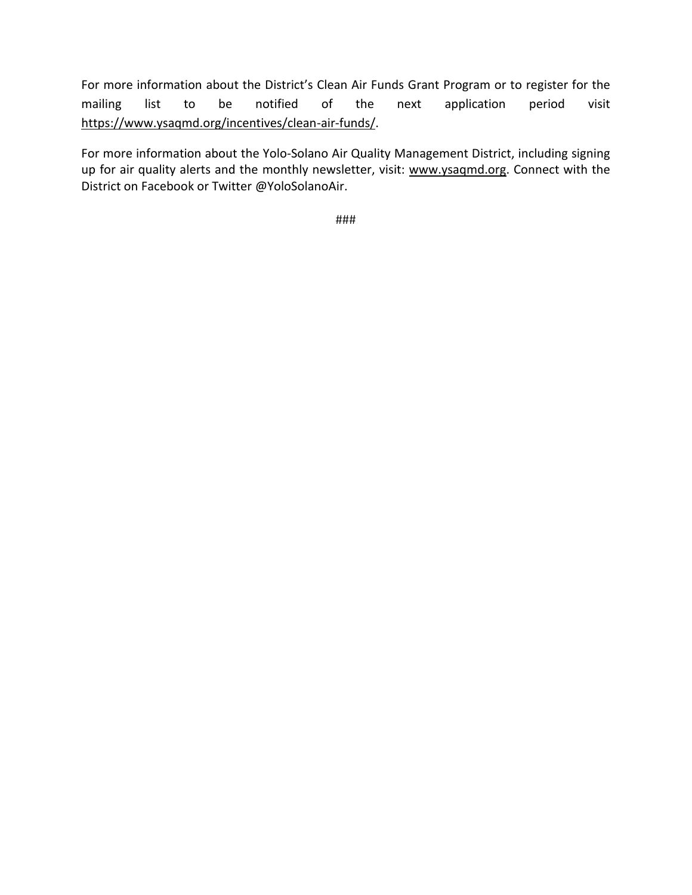For more information about the District's Clean Air Funds Grant Program or to register for the mailing list to be notified of the next application period visit https://www.ysaqmd.org/incentives/clean-air-funds/.

For more information about the Yolo-Solano Air Quality Management District, including signing up for air quality alerts and the monthly newsletter, visit: www.ysaqmd.org. Connect with the District on Facebook or Twitter @YoloSolanoAir.

###